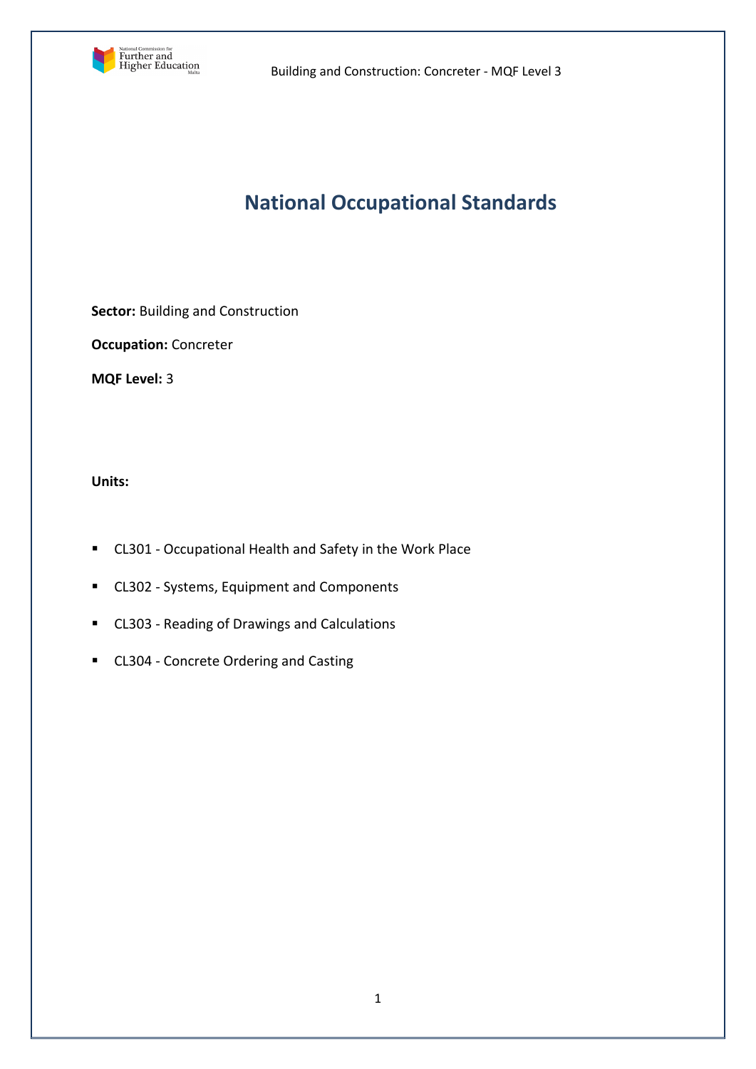# National Occupational Standards

**Sector:** Building and Construction

**Occupation:** Concreter

**MQF Level:** 3

**Units:**

- CL301 - Occupational Health and Safety in the Work Place
- CL302 - Systems, Equipment and Components
- CL303 - Reading of Drawings and Calculations
- CL304 - Concrete Ordering and Casting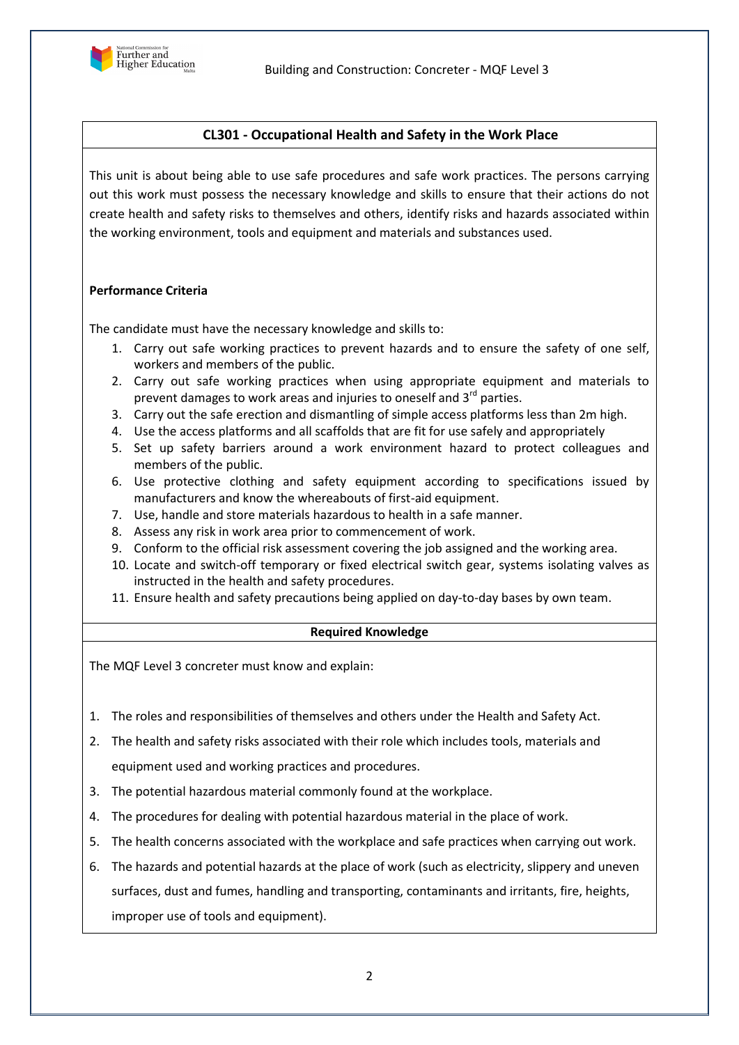## CL301 - Occupational Health and Safety in the Work Place

This unit is about being able to use safe procedures and safe work practices. The persons carrying out this work must possess the necessary knowledge and skills to ensure that their actions do not create health and safety risks to themselves and others, identify risks and hazards associated within the working environment, tools and equipment and materials and substances used.

**Performance Criteria**

The candidate must have the necessary knowledge and skills to:

1. Carry out safe working practices to prevent hazards and to ensure the safety of one self, workers and members of the public.
2. Carry out safe working practices when using appropriate equipment and materials to prevent damages to work areas and injuries to oneself and 3rd parties.
3. Carry out the safe erection and dismantling of simple access platforms less than 2m high.
4. Use the access platforms and all scaffolds that are fit for use safely and appropriately
5. Set up safety barriers around a work environment hazard to protect colleagues and members of the public.
6. Use protective clothing and safety equipment according to specifications issued by manufacturers and know the whereabouts of first-aid equipment.
7. Use, handle and store materials hazardous to health in a safe manner.
8. Assess any risk in work area prior to commencement of work.
9. Conform to the official risk assessment covering the job assigned and the working area.
10. Locate and switch-off temporary or fixed electrical switch gear, systems isolating valves as instructed in the health and safety procedures.
11. Ensure health and safety precautions being applied on day-to-day bases by own team.

**Required Knowledge**

The MQF Level 3 concreter must know and explain:

1. The roles and responsibilities of themselves and others under the Health and Safety Act.
2. The health and safety risks associated with their role which includes tools, materials and equipment used and working practices and procedures.
3. The potential hazardous material commonly found at the workplace.
4. The procedures for dealing with potential hazardous material in the place of work.
5. The health concerns associated with the workplace and safe practices when carrying out work.
6. The hazards and potential hazards at the place of work (such as electricity, slippery and uneven surfaces, dust and fumes, handling and transporting, contaminants and irritants, fire, heights, improper use of tools and equipment).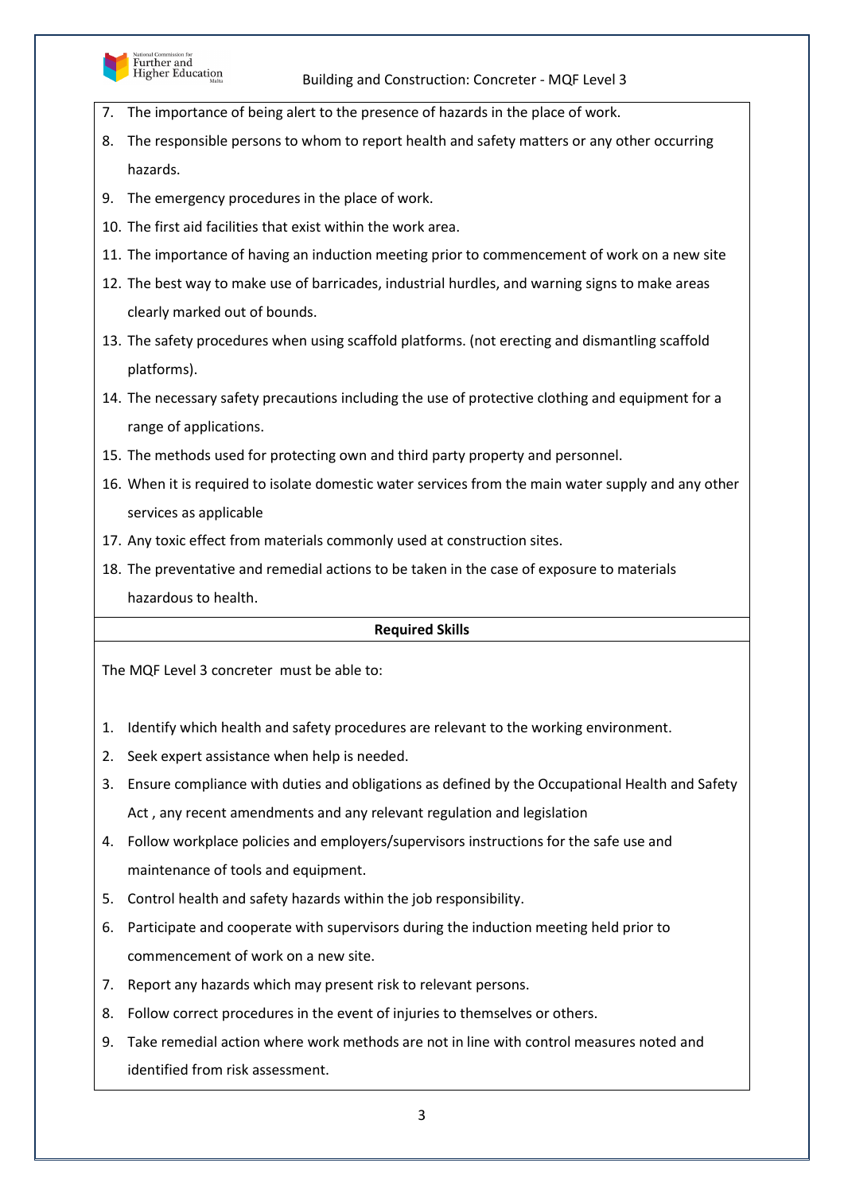7. The importance of being alert to the presence of hazards in the place of work.
8. The responsible persons to whom to report health and safety matters or any other occurring hazards.
9. The emergency procedures in the place of work.
10. The first aid facilities that exist within the work area.
11. The importance of having an induction meeting prior to commencement of work on a new site
12. The best way to make use of barricades, industrial hurdles, and warning signs to make areas clearly marked out of bounds.
13. The safety procedures when using scaffold platforms. (not erecting and dismantling scaffold platforms).
14. The necessary safety precautions including the use of protective clothing and equipment for a range of applications.
15. The methods used for protecting own and third party property and personnel.
16. When it is required to isolate domestic water services from the main water supply and any other services as applicable
17. Any toxic effect from materials commonly used at construction sites.
18. The preventative and remedial actions to be taken in the case of exposure to materials hazardous to health.

**Required Skills**

The MQF Level 3 concreter must be able to:

1. Identify which health and safety procedures are relevant to the working environment.
2. Seek expert assistance when help is needed.
3. Ensure compliance with duties and obligations as defined by the Occupational Health and Safety Act , any recent amendments and any relevant regulation and legislation
4. Follow workplace policies and employers/supervisors instructions for the safe use and maintenance of tools and equipment.
5. Control health and safety hazards within the job responsibility.
6. Participate and cooperate with supervisors during the induction meeting held prior to commencement of work on a new site.
7. Report any hazards which may present risk to relevant persons.
8. Follow correct procedures in the event of injuries to themselves or others.
9. Take remedial action where work methods are not in line with control measures noted and identified from risk assessment.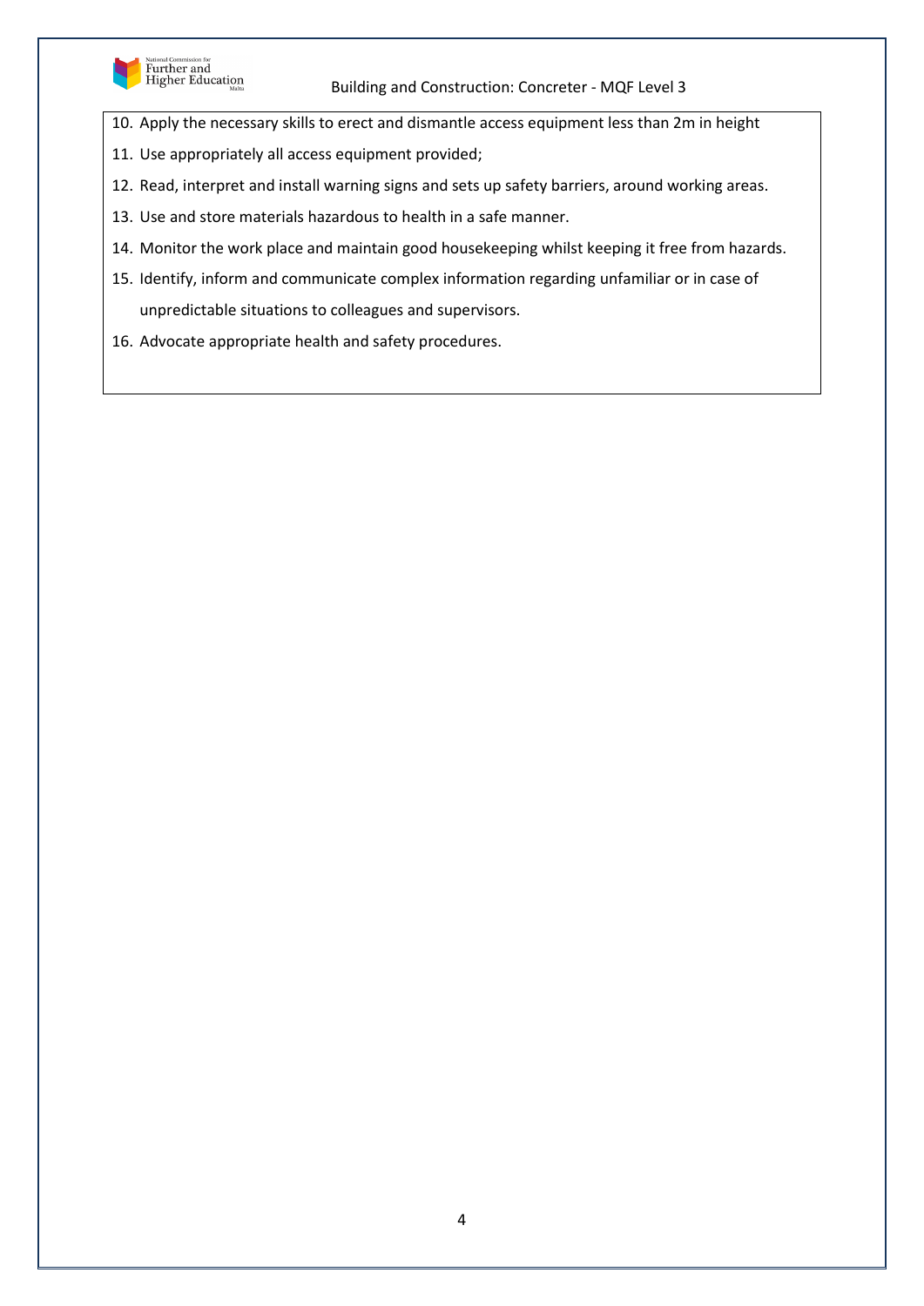10. Apply the necessary skills to erect and dismantle access equipment less than 2m in height
11. Use appropriately all access equipment provided;
12. Read, interpret and install warning signs and sets up safety barriers, around working areas.
13. Use and store materials hazardous to health in a safe manner.
14. Monitor the work place and maintain good housekeeping whilst keeping it free from hazards.
15. Identify, inform and communicate complex information regarding unfamiliar or in case of unpredictable situations to colleagues and supervisors.
16. Advocate appropriate health and safety procedures.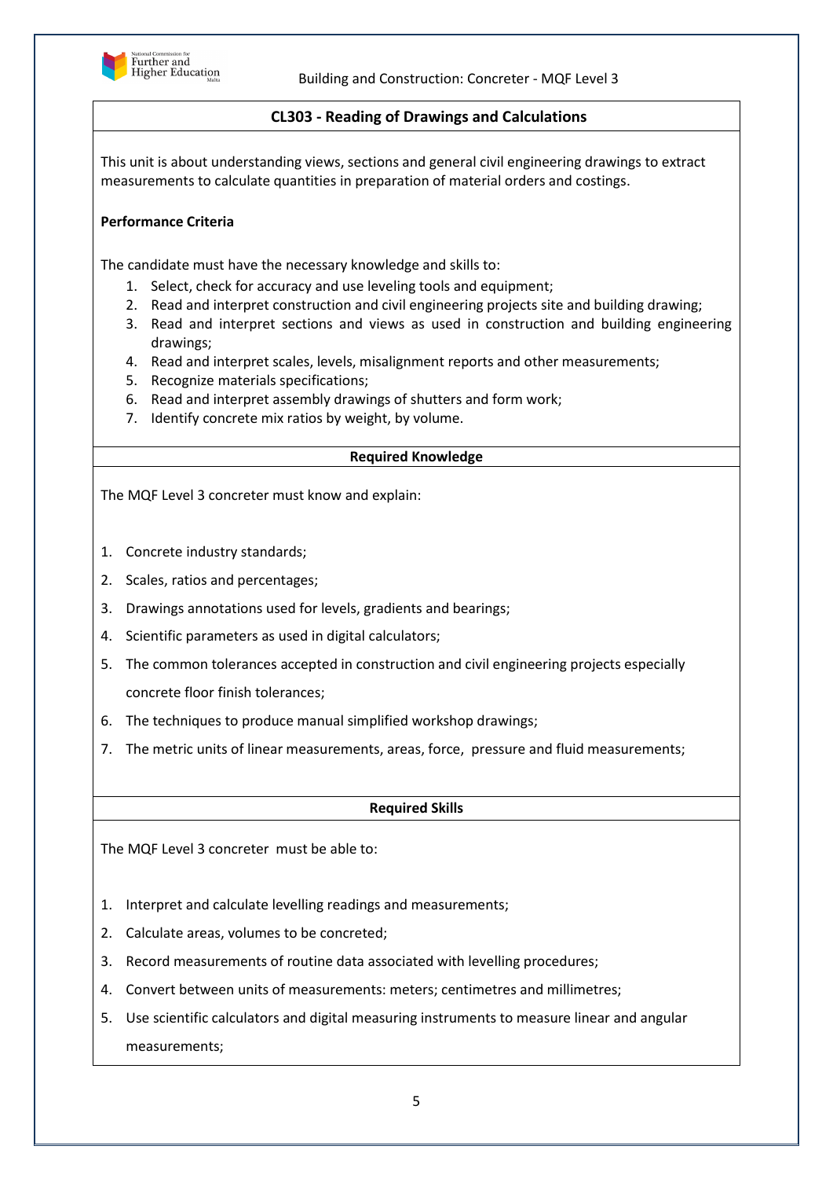## CL303 - Reading of Drawings and Calculations

This unit is about understanding views, sections and general civil engineering drawings to extract measurements to calculate quantities in preparation of material orders and costings.

**Performance Criteria**

The candidate must have the necessary knowledge and skills to:

1. Select, check for accuracy and use leveling tools and equipment;
2. Read and interpret construction and civil engineering projects site and building drawing;
3. Read and interpret sections and views as used in construction and building engineering drawings;
4. Read and interpret scales, levels, misalignment reports and other measurements;
5. Recognize materials specifications;
6. Read and interpret assembly drawings of shutters and form work;
7. Identify concrete mix ratios by weight, by volume.

**Required Knowledge**

The MQF Level 3 concreter must know and explain:

1. Concrete industry standards;
2. Scales, ratios and percentages;
3. Drawings annotations used for levels, gradients and bearings;
4. Scientific parameters as used in digital calculators;
5. The common tolerances accepted in construction and civil engineering projects especially concrete floor finish tolerances;
6. The techniques to produce manual simplified workshop drawings;
7. The metric units of linear measurements, areas, force, pressure and fluid measurements;

**Required Skills**

The MQF Level 3 concreter must be able to:

1. Interpret and calculate levelling readings and measurements;
2. Calculate areas, volumes to be concreted;
3. Record measurements of routine data associated with levelling procedures;
4. Convert between units of measurements: meters; centimetres and millimetres;
5. Use scientific calculators and digital measuring instruments to measure linear and angular measurements;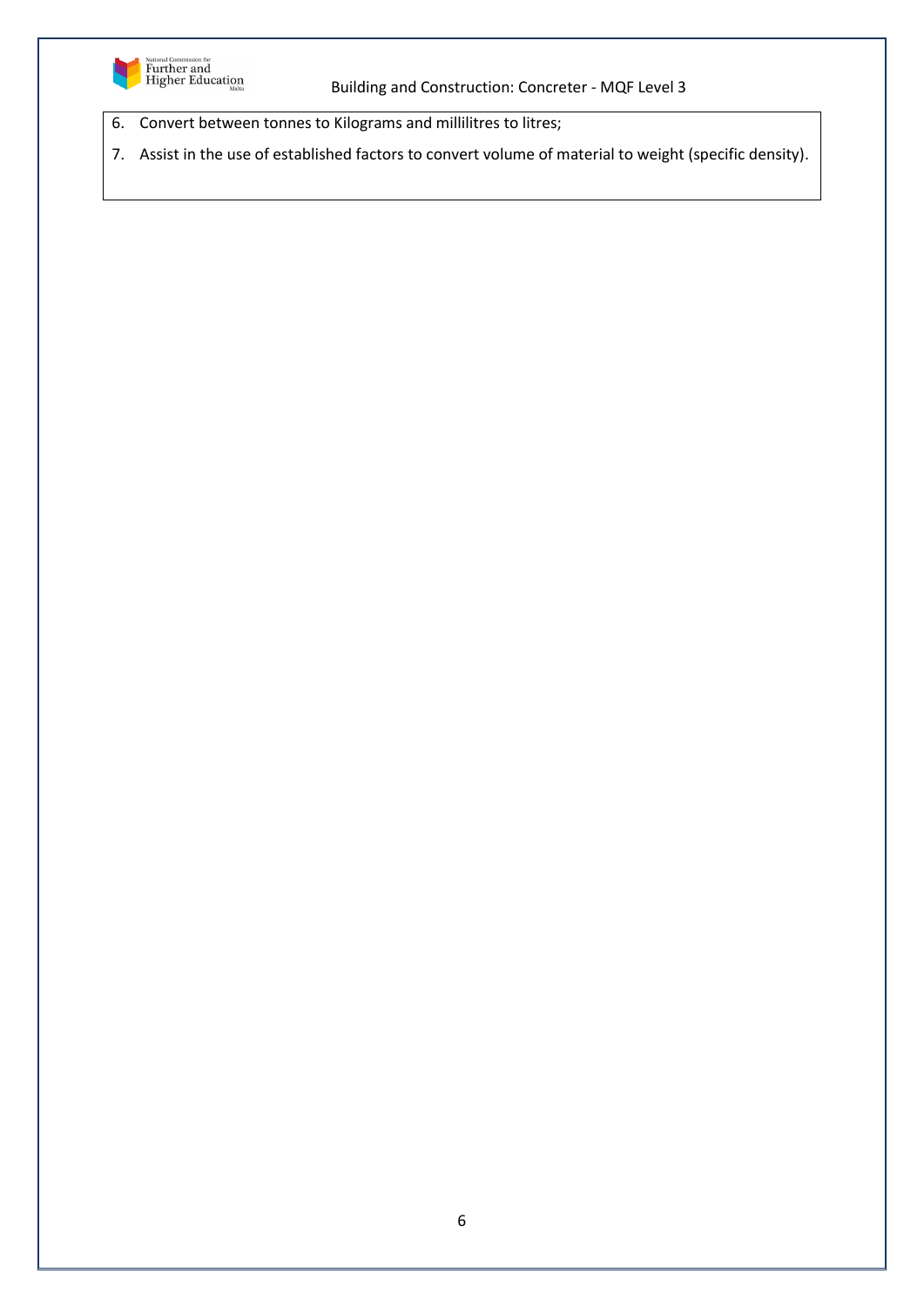6. Convert between tonnes to Kilograms and millilitres to litres;
7. Assist in the use of established factors to convert volume of material to weight (specific density).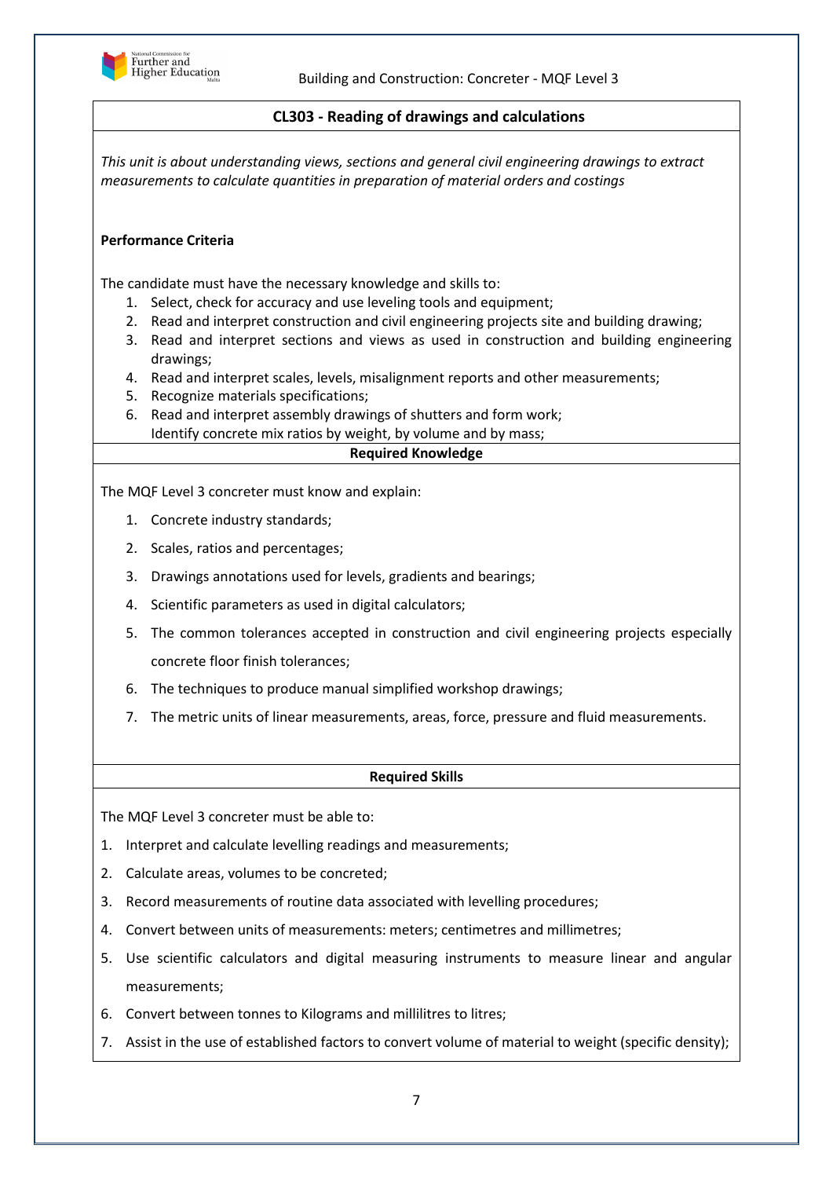## CL303 - Reading of drawings and calculations

*This unit is about understanding views, sections and general civil engineering drawings to extract measurements to calculate quantities in preparation of material orders and costings*

**Performance Criteria**

The candidate must have the necessary knowledge and skills to:

1. Select, check for accuracy and use leveling tools and equipment;
2. Read and interpret construction and civil engineering projects site and building drawing;
3. Read and interpret sections and views as used in construction and building engineering drawings;
4. Read and interpret scales, levels, misalignment reports and other measurements;
5. Recognize materials specifications;
6. Read and interpret assembly drawings of shutters and form work;
   Identify concrete mix ratios by weight, by volume and by mass;

### Required Knowledge

The MQF Level 3 concreter must know and explain:

1. Concrete industry standards;
2. Scales, ratios and percentages;
3. Drawings annotations used for levels, gradients and bearings;
4. Scientific parameters as used in digital calculators;
5. The common tolerances accepted in construction and civil engineering projects especially concrete floor finish tolerances;
6. The techniques to produce manual simplified workshop drawings;
7. The metric units of linear measurements, areas, force, pressure and fluid measurements.

### Required Skills

The MQF Level 3 concreter must be able to:

1. Interpret and calculate levelling readings and measurements;
2. Calculate areas, volumes to be concreted;
3. Record measurements of routine data associated with levelling procedures;
4. Convert between units of measurements: meters; centimetres and millimetres;
5. Use scientific calculators and digital measuring instruments to measure linear and angular measurements;
6. Convert between tonnes to Kilograms and millilitres to litres;
7. Assist in the use of established factors to convert volume of material to weight (specific density);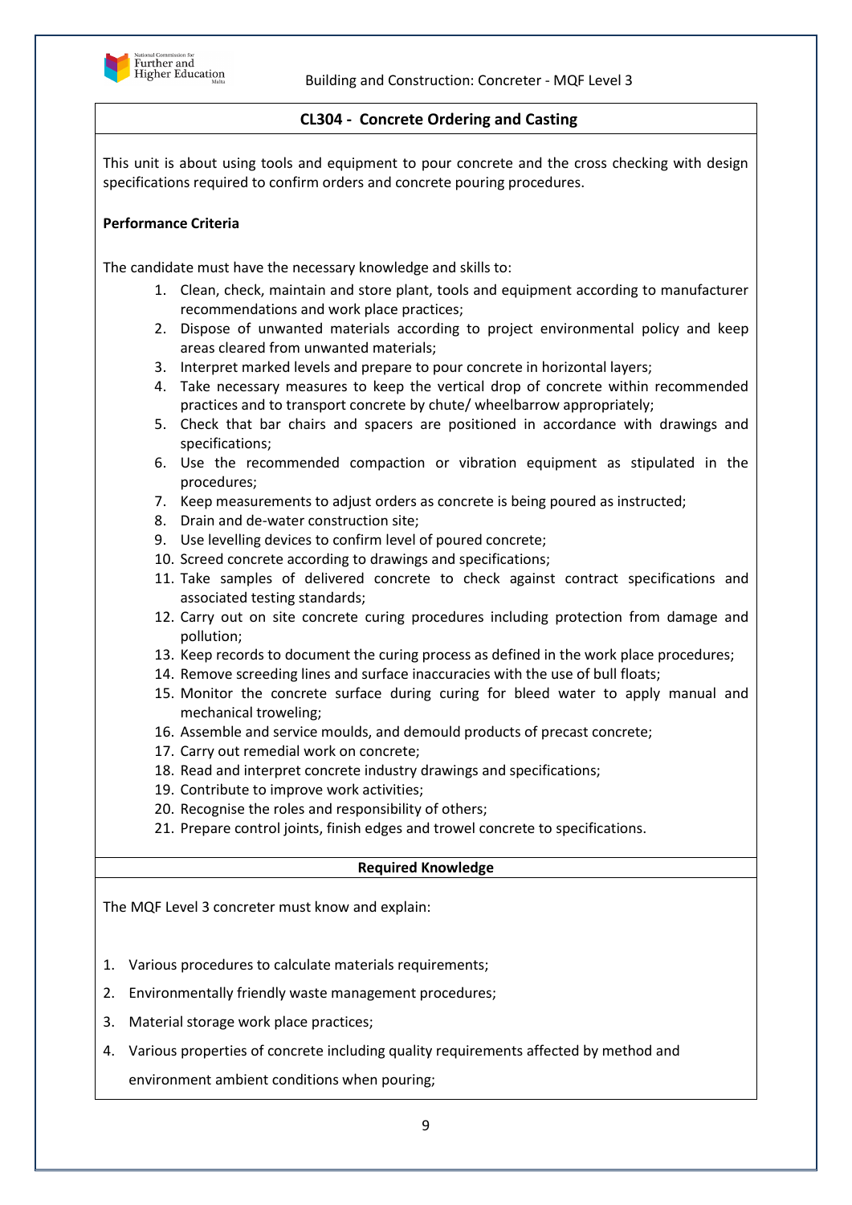## CL304 - Concrete Ordering and Casting

This unit is about using tools and equipment to pour concrete and the cross checking with design specifications required to confirm orders and concrete pouring procedures.

**Performance Criteria**

The candidate must have the necessary knowledge and skills to:

1. Clean, check, maintain and store plant, tools and equipment according to manufacturer recommendations and work place practices;
2. Dispose of unwanted materials according to project environmental policy and keep areas cleared from unwanted materials;
3. Interpret marked levels and prepare to pour concrete in horizontal layers;
4. Take necessary measures to keep the vertical drop of concrete within recommended practices and to transport concrete by chute/ wheelbarrow appropriately;
5. Check that bar chairs and spacers are positioned in accordance with drawings and specifications;
6. Use the recommended compaction or vibration equipment as stipulated in the procedures;
7. Keep measurements to adjust orders as concrete is being poured as instructed;
8. Drain and de-water construction site;
9. Use levelling devices to confirm level of poured concrete;
10. Screed concrete according to drawings and specifications;
11. Take samples of delivered concrete to check against contract specifications and associated testing standards;
12. Carry out on site concrete curing procedures including protection from damage and pollution;
13. Keep records to document the curing process as defined in the work place procedures;
14. Remove screeding lines and surface inaccuracies with the use of bull floats;
15. Monitor the concrete surface during curing for bleed water to apply manual and mechanical troweling;
16. Assemble and service moulds, and demould products of precast concrete;
17. Carry out remedial work on concrete;
18. Read and interpret concrete industry drawings and specifications;
19. Contribute to improve work activities;
20. Recognise the roles and responsibility of others;
21. Prepare control joints, finish edges and trowel concrete to specifications.

**Required Knowledge**

The MQF Level 3 concreter must know and explain:

1. Various procedures to calculate materials requirements;
2. Environmentally friendly waste management procedures;
3. Material storage work place practices;
4. Various properties of concrete including quality requirements affected by method and environment ambient conditions when pouring;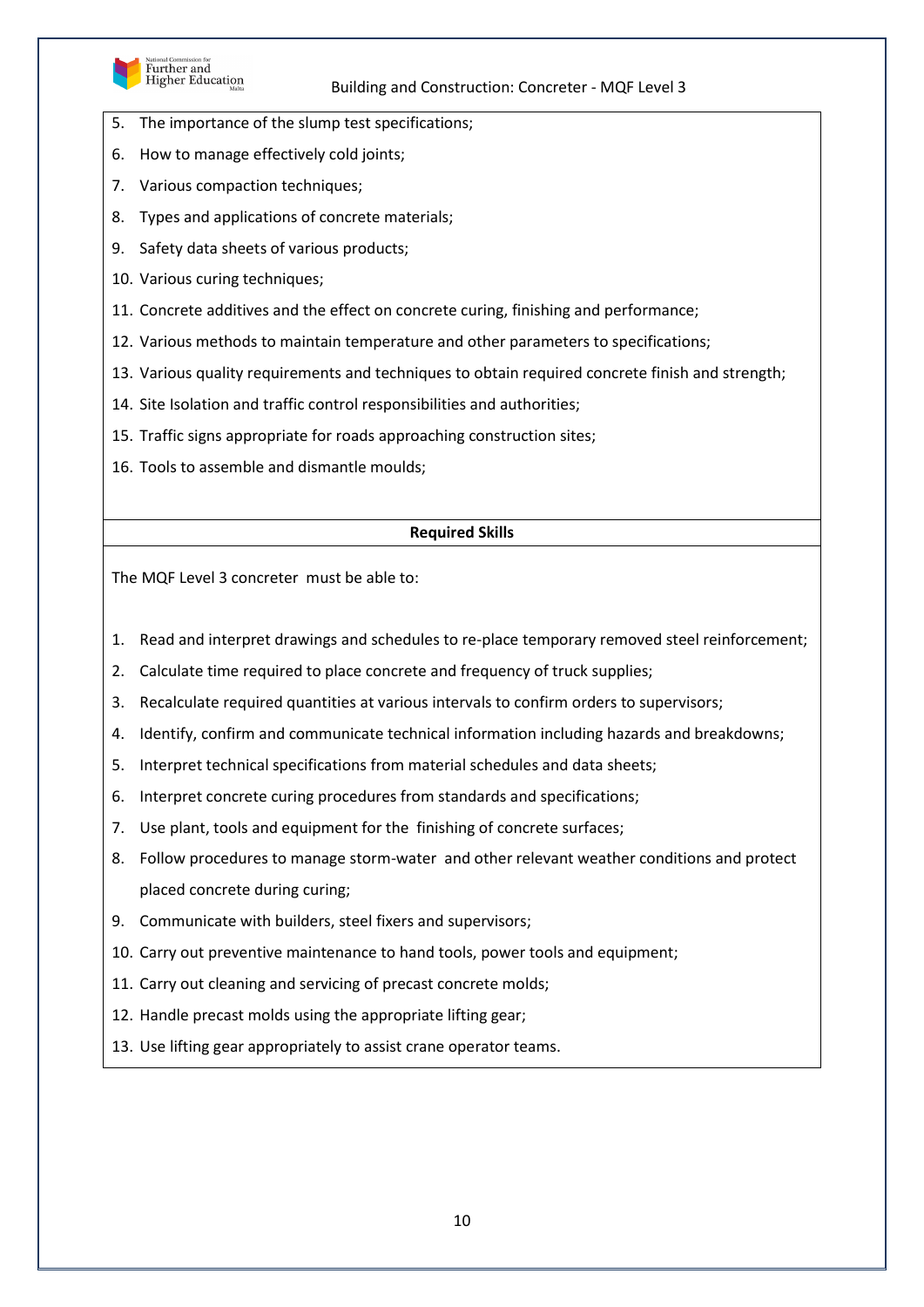5. The importance of the slump test specifications;
6. How to manage effectively cold joints;
7. Various compaction techniques;
8. Types and applications of concrete materials;
9. Safety data sheets of various products;
10. Various curing techniques;
11. Concrete additives and the effect on concrete curing, finishing and performance;
12. Various methods to maintain temperature and other parameters to specifications;
13. Various quality requirements and techniques to obtain required concrete finish and strength;
14. Site Isolation and traffic control responsibilities and authorities;
15. Traffic signs appropriate for roads approaching construction sites;
16. Tools to assemble and dismantle moulds;

**Required Skills**

The MQF Level 3 concreter must be able to:

1. Read and interpret drawings and schedules to re-place temporary removed steel reinforcement;
2. Calculate time required to place concrete and frequency of truck supplies;
3. Recalculate required quantities at various intervals to confirm orders to supervisors;
4. Identify, confirm and communicate technical information including hazards and breakdowns;
5. Interpret technical specifications from material schedules and data sheets;
6. Interpret concrete curing procedures from standards and specifications;
7. Use plant, tools and equipment for the finishing of concrete surfaces;
8. Follow procedures to manage storm-water and other relevant weather conditions and protect placed concrete during curing;
9. Communicate with builders, steel fixers and supervisors;
10. Carry out preventive maintenance to hand tools, power tools and equipment;
11. Carry out cleaning and servicing of precast concrete molds;
12. Handle precast molds using the appropriate lifting gear;
13. Use lifting gear appropriately to assist crane operator teams.